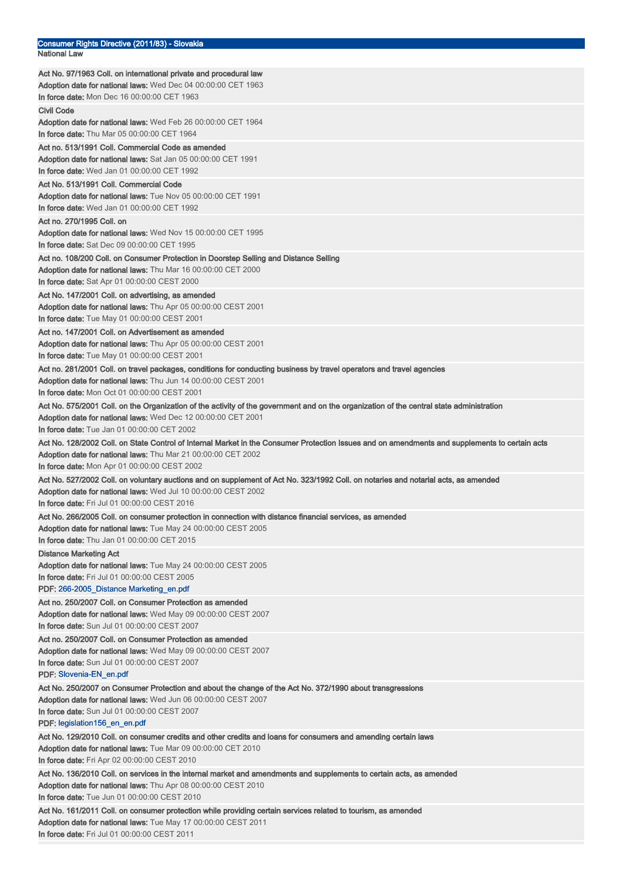# Consumer Rights Directive (2011/83) - Slovakia

## National Law

**Act No. 97/1963 Coll. on international private and procedural law**
**Adoption date for national laws:** Wed Dec 04 00:00:00 CET 1963
**In force date:** Mon Dec 16 00:00:00 CET 1963

**Civil Code**
**Adoption date for national laws:** Wed Feb 26 00:00:00 CET 1964
**In force date:** Thu Mar 05 00:00:00 CET 1964

**Act no. 513/1991 Coll. Commercial Code as amended**
**Adoption date for national laws:** Sat Jan 05 00:00:00 CET 1991
**In force date:** Wed Jan 01 00:00:00 CET 1992

**Act No. 513/1991 Coll. Commercial Code**
**Adoption date for national laws:** Tue Nov 05 00:00:00 CET 1991
**In force date:** Wed Jan 01 00:00:00 CET 1992

**Act no. 270/1995 Coll. on**
**Adoption date for national laws:** Wed Nov 15 00:00:00 CET 1995
**In force date:** Sat Dec 09 00:00:00 CET 1995

**Act no. 108/200 Coll. on Consumer Protection in Doorstep Selling and Distance Selling**
**Adoption date for national laws:** Thu Mar 16 00:00:00 CET 2000
**In force date:** Sat Apr 01 00:00:00 CEST 2000

**Act No. 147/2001 Coll. on advertising, as amended**
**Adoption date for national laws:** Thu Apr 05 00:00:00 CEST 2001
**In force date:** Tue May 01 00:00:00 CEST 2001

**Act no. 147/2001 Coll. on Advertisement as amended**
**Adoption date for national laws:** Thu Apr 05 00:00:00 CEST 2001
**In force date:** Tue May 01 00:00:00 CEST 2001

**Act no. 281/2001 Coll. on travel packages, conditions for conducting business by travel operators and travel agencies**
**Adoption date for national laws:** Thu Jun 14 00:00:00 CEST 2001
**In force date:** Mon Oct 01 00:00:00 CEST 2001

**Act No. 575/2001 Coll. on the Organization of the activity of the government and on the organization of the central state administration**
**Adoption date for national laws:** Wed Dec 12 00:00:00 CET 2001
**In force date:** Tue Jan 01 00:00:00 CET 2002

**Act No. 128/2002 Coll. on State Control of Internal Market in the Consumer Protection Issues and on amendments and supplements to certain acts**
**Adoption date for national laws:** Thu Mar 21 00:00:00 CET 2002
**In force date:** Mon Apr 01 00:00:00 CEST 2002

**Act No. 527/2002 Coll. on voluntary auctions and on supplement of Act No. 323/1992 Coll. on notaries and notarial acts, as amended**
**Adoption date for national laws:** Wed Jul 10 00:00:00 CEST 2002
**In force date:** Fri Jul 01 00:00:00 CEST 2016

**Act No. 266/2005 Coll. on consumer protection in connection with distance financial services, as amended**
**Adoption date for national laws:** Tue May 24 00:00:00 CEST 2005
**In force date:** Thu Jan 01 00:00:00 CET 2015

**Distance Marketing Act**
**Adoption date for national laws:** Tue May 24 00:00:00 CEST 2005
**In force date:** Fri Jul 01 00:00:00 CEST 2005
**PDF:** 266-2005_Distance Marketing_en.pdf

**Act no. 250/2007 Coll. on Consumer Protection as amended**
**Adoption date for national laws:** Wed May 09 00:00:00 CEST 2007
**In force date:** Sun Jul 01 00:00:00 CEST 2007

**Act no. 250/2007 Coll. on Consumer Protection as amended**
**Adoption date for national laws:** Wed May 09 00:00:00 CEST 2007
**In force date:** Sun Jul 01 00:00:00 CEST 2007
**PDF:** Slovenia-EN_en.pdf

**Act No. 250/2007 on Consumer Protection and about the change of the Act No. 372/1990 about transgressions**
**Adoption date for national laws:** Wed Jun 06 00:00:00 CEST 2007
**In force date:** Sun Jul 01 00:00:00 CEST 2007
**PDF:** legislation156_en_en.pdf

**Act No. 129/2010 Coll. on consumer credits and other credits and loans for consumers and amending certain laws**
**Adoption date for national laws:** Tue Mar 09 00:00:00 CET 2010
**In force date:** Fri Apr 02 00:00:00 CEST 2010

**Act No. 136/2010 Coll. on services in the internal market and amendments and supplements to certain acts, as amended**
**Adoption date for national laws:** Thu Apr 08 00:00:00 CEST 2010
**In force date:** Tue Jun 01 00:00:00 CEST 2010

**Act No. 161/2011 Coll. on consumer protection while providing certain services related to tourism, as amended**
**Adoption date for national laws:** Tue May 17 00:00:00 CEST 2011
**In force date:** Fri Jul 01 00:00:00 CEST 2011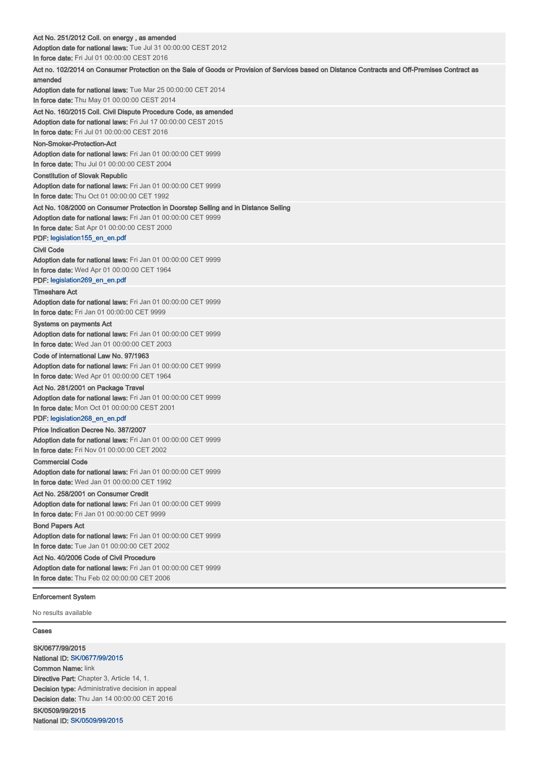**Act No. 251/2012 Coll. on energy , as amended**
**Adoption date for national laws:** Tue Jul 31 00:00:00 CEST 2012
**In force date:** Fri Jul 01 00:00:00 CEST 2016

**Act no. 102/2014 on Consumer Protection on the Sale of Goods or Provision of Services based on Distance Contracts and Off-Premises Contract as amended**
**Adoption date for national laws:** Tue Mar 25 00:00:00 CET 2014
**In force date:** Thu May 01 00:00:00 CEST 2014

**Act No. 160/2015 Coll. Civil Dispute Procedure Code, as amended**
**Adoption date for national laws:** Fri Jul 17 00:00:00 CEST 2015
**In force date:** Fri Jul 01 00:00:00 CEST 2016

**Non-Smoker-Protection-Act**
**Adoption date for national laws:** Fri Jan 01 00:00:00 CET 9999
**In force date:** Thu Jul 01 00:00:00 CEST 2004

**Constitution of Slovak Republic**
**Adoption date for national laws:** Fri Jan 01 00:00:00 CET 9999
**In force date:** Thu Oct 01 00:00:00 CET 1992

**Act No. 108/2000 on Consumer Protection in Doorstep Selling and in Distance Selling**
**Adoption date for national laws:** Fri Jan 01 00:00:00 CET 9999
**In force date:** Sat Apr 01 00:00:00 CEST 2000
**PDF:** legislation155_en_en.pdf

**Civil Code**
**Adoption date for national laws:** Fri Jan 01 00:00:00 CET 9999
**In force date:** Wed Apr 01 00:00:00 CET 1964
**PDF:** legislation269_en_en.pdf

**Timeshare Act**
**Adoption date for national laws:** Fri Jan 01 00:00:00 CET 9999
**In force date:** Fri Jan 01 00:00:00 CET 9999

**Systems on payments Act**
**Adoption date for national laws:** Fri Jan 01 00:00:00 CET 9999
**In force date:** Wed Jan 01 00:00:00 CET 2003

**Code of international Law No. 97/1963**
**Adoption date for national laws:** Fri Jan 01 00:00:00 CET 9999
**In force date:** Wed Apr 01 00:00:00 CET 1964

**Act No. 281/2001 on Package Travel**
**Adoption date for national laws:** Fri Jan 01 00:00:00 CET 9999
**In force date:** Mon Oct 01 00:00:00 CEST 2001
**PDF:** legislation268_en_en.pdf

**Price Indication Decree No. 387/2007**
**Adoption date for national laws:** Fri Jan 01 00:00:00 CET 9999
**In force date:** Fri Nov 01 00:00:00 CET 2002

**Commercial Code**
**Adoption date for national laws:** Fri Jan 01 00:00:00 CET 9999
**In force date:** Wed Jan 01 00:00:00 CET 1992

**Act No. 258/2001 on Consumer Credit**
**Adoption date for national laws:** Fri Jan 01 00:00:00 CET 9999
**In force date:** Fri Jan 01 00:00:00 CET 9999

**Bond Papers Act**
**Adoption date for national laws:** Fri Jan 01 00:00:00 CET 9999
**In force date:** Tue Jan 01 00:00:00 CET 2002

**Act No. 40/2006 Code of Civil Procedure**
**Adoption date for national laws:** Fri Jan 01 00:00:00 CET 9999
**In force date:** Thu Feb 02 00:00:00 CET 2006

## Enforcement System

No results available

## Cases

**SK/0677/99/2015**
**National ID:** SK/0677/99/2015
**Common Name:** link
**Directive Part:** Chapter 3, Article 14, 1.
**Decision type:** Administrative decision in appeal
**Decision date:** Thu Jan 14 00:00:00 CET 2016

**SK/0509/99/2015**
**National ID:** SK/0509/99/2015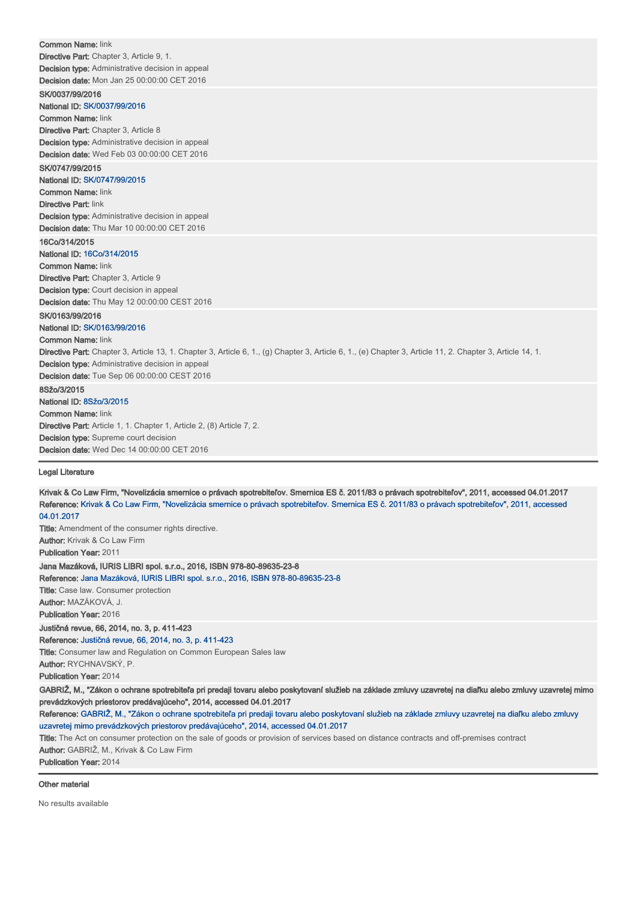**Common Name:** link
**Directive Part:** Chapter 3, Article 9, 1.
**Decision type:** Administrative decision in appeal
**Decision date:** Mon Jan 25 00:00:00 CET 2016

**SK/0037/99/2016**
**National ID:** SK/0037/99/2016
**Common Name:** link
**Directive Part:** Chapter 3, Article 8
**Decision type:** Administrative decision in appeal
**Decision date:** Wed Feb 03 00:00:00 CET 2016

**SK/0747/99/2015**
**National ID:** SK/0747/99/2015
**Common Name:** link
**Directive Part:** link
**Decision type:** Administrative decision in appeal
**Decision date:** Thu Mar 10 00:00:00 CET 2016

**16Co/314/2015**
**National ID:** 16Co/314/2015
**Common Name:** link
**Directive Part:** Chapter 3, Article 9
**Decision type:** Court decision in appeal
**Decision date:** Thu May 12 00:00:00 CEST 2016

**SK/0163/99/2016**
**National ID:** SK/0163/99/2016
**Common Name:** link
**Directive Part:** Chapter 3, Article 13, 1. Chapter 3, Article 6, 1., (g) Chapter 3, Article 6, 1., (e) Chapter 3, Article 11, 2. Chapter 3, Article 14, 1.
**Decision type:** Administrative decision in appeal
**Decision date:** Tue Sep 06 00:00:00 CEST 2016

**8Sžo/3/2015**
**National ID:** 8Sžo/3/2015
**Common Name:** link
**Directive Part:** Article 1, 1. Chapter 1, Article 2, (8) Article 7, 2.
**Decision type:** Supreme court decision
**Decision date:** Wed Dec 14 00:00:00 CET 2016

### Legal Literature

**Krivak & Co Law Firm, "Novelizácia smernice o právach spotrebiteľov. Smernica ES č. 2011/83 o právach spotrebiteľov", 2011, accessed 04.01.2017**
**Reference:** Krivak & Co Law Firm, "Novelizácia smernice o právach spotrebiteľov. Smernica ES č. 2011/83 o právach spotrebiteľov", 2011, accessed 04.01.2017
**Title:** Amendment of the consumer rights directive.
**Author:** Krivak & Co Law Firm
**Publication Year:** 2011

**Jana Mazáková, IURIS LIBRI spol. s.r.o., 2016, ISBN 978-80-89635-23-8**
**Reference:** Jana Mazáková, IURIS LIBRI spol. s.r.o., 2016, ISBN 978-80-89635-23-8
**Title:** Case law. Consumer protection
**Author:** MAZÁKOVÁ, J.
**Publication Year:** 2016

**Justičná revue, 66, 2014, no. 3, p. 411-423**
**Reference:** Justičná revue, 66, 2014, no. 3, p. 411-423
**Title:** Consumer law and Regulation on Common European Sales law
**Author:** RYCHNAVSKÝ, P.
**Publication Year:** 2014

**GABRIŽ, M., "Zákon o ochrane spotrebiteľa pri predaji tovaru alebo poskytovaní služieb na základe zmluvy uzavretej na diaľku alebo zmluvy uzavretej mimo prevádzkových priestorov predávajúceho", 2014, accessed 04.01.2017**
**Reference:** GABRIŽ, M., "Zákon o ochrane spotrebiteľa pri predaji tovaru alebo poskytovaní služieb na základe zmluvy uzavretej na diaľku alebo zmluvy uzavretej mimo prevádzkových priestorov predávajúceho", 2014, accessed 04.01.2017
**Title:** The Act on consumer protection on the sale of goods or provision of services based on distance contracts and off-premises contract
**Author:** GABRIŽ, M., Krivak & Co Law Firm
**Publication Year:** 2014

### Other material

No results available